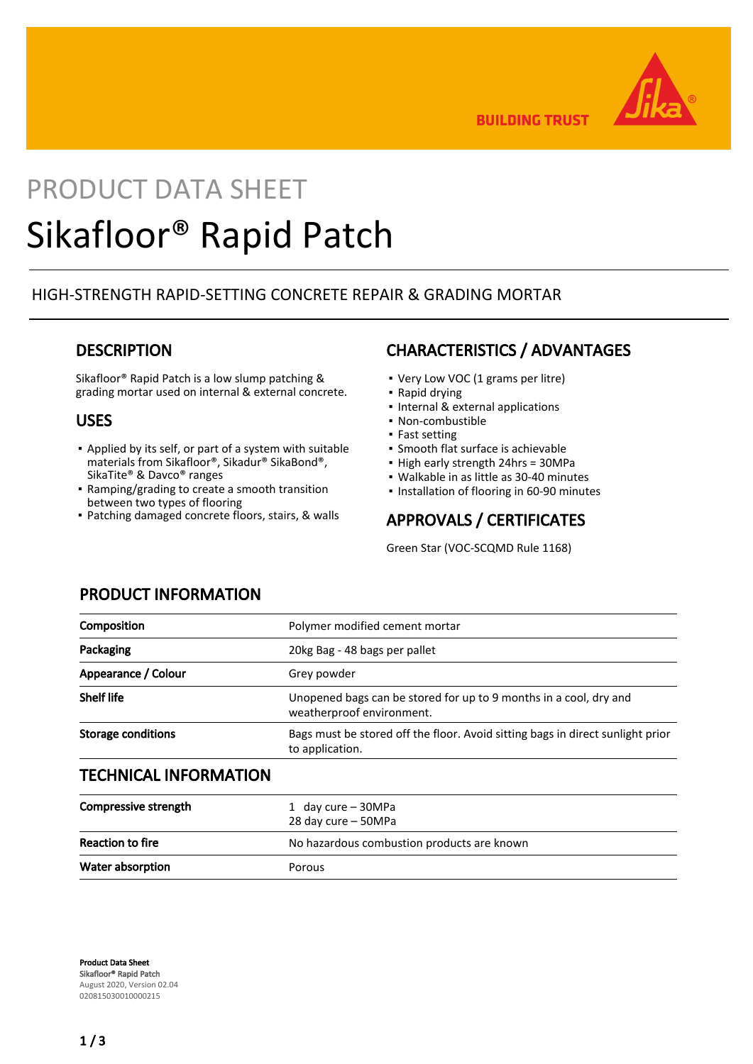PRODUCT DATA SHEET

# Sikafloor® Rapid Patch

HIGH-STRENGTH RAPID-SETTING CONCRETE REPAIR & GRADING MORTAR

## DESCRIPTION

Sikafloor® Rapid Patch is a low slump patching & grading mortar used on internal & external concrete.

## USES

- Applied by its self, or part of a system with suitable materials from Sikafloor®, Sikadur® SikaBond®, SikaTite® & Davco® ranges
- Ramping/grading to create a smooth transition between two types of flooring
- Patching damaged concrete floors, stairs, & walls

## CHARACTERISTICS / ADVANTAGES

- Very Low VOC (1 grams per litre)
- Rapid drying
- Internal & external applications
- Non-combustible
- Fast setting
- Smooth flat surface is achievable
- High early strength 24hrs = 30MPa
- Walkable in as little as 30-40 minutes
- Installation of flooring in 60-90 minutes

## APPROVALS / CERTIFICATES

Green Star (VOC-SCQMD Rule 1168)

## PRODUCT INFORMATION

| | |
|---|---|
| **Composition** | Polymer modified cement mortar |
| **Packaging** | 20kg Bag - 48 bags per pallet |
| **Appearance / Colour** | Grey powder |
| **Shelf life** | Unopened bags can be stored for up to 9 months in a cool, dry and weatherproof environment. |
| **Storage conditions** | Bags must be stored off the floor. Avoid sitting bags in direct sunlight prior to application. |

## TECHNICAL INFORMATION

| | |
|---|---|
| **Compressive strength** | 1 day cure – 30MPa<br>28 day cure – 50MPa |
| **Reaction to fire** | No hazardous combustion products are known |
| **Water absorption** | Porous |

**Product Data Sheet**
**Sikafloor® Rapid Patch**
August 2020, Version 02.04
020815030010000215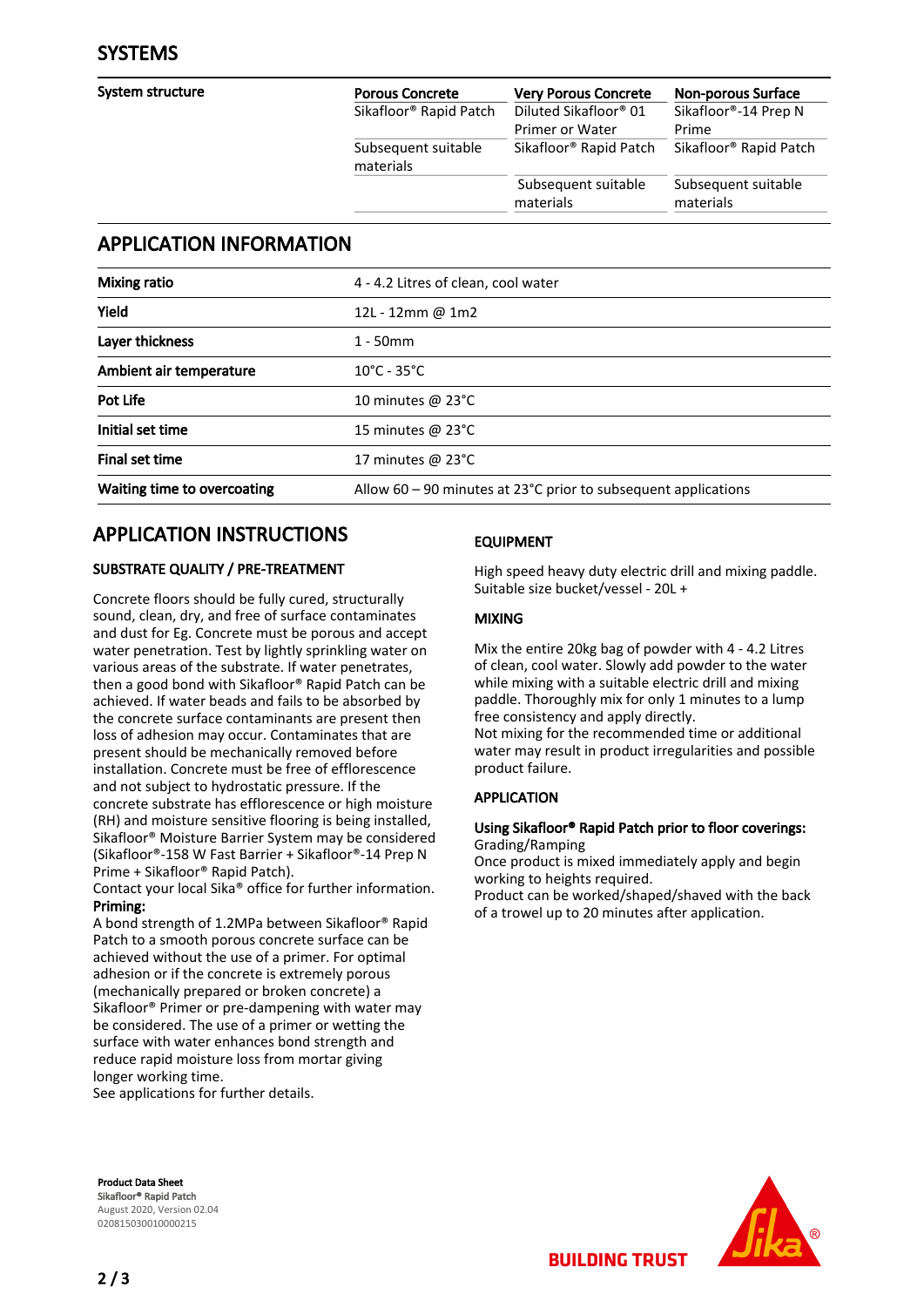## SYSTEMS

| System structure | Porous Concrete | Very Porous Concrete | Non-porous Surface |
|---|---|---|---|
| | Sikafloor® Rapid Patch | Diluted Sikafloor® 01 Primer or Water | Sikafloor®-14 Prep N Prime |
| | Subsequent suitable materials | Sikafloor® Rapid Patch | Sikafloor® Rapid Patch |
| | | Subsequent suitable materials | Subsequent suitable materials |

## APPLICATION INFORMATION

| | |
|---|---|
| **Mixing ratio** | 4 - 4.2 Litres of clean, cool water |
| **Yield** | 12L - 12mm @ 1m2 |
| **Layer thickness** | 1 - 50mm |
| **Ambient air temperature** | 10°C - 35°C |
| **Pot Life** | 10 minutes @ 23°C |
| **Initial set time** | 15 minutes @ 23°C |
| **Final set time** | 17 minutes @ 23°C |
| **Waiting time to overcoating** | Allow 60 – 90 minutes at 23°C prior to subsequent applications |

## APPLICATION INSTRUCTIONS

### SUBSTRATE QUALITY / PRE-TREATMENT

Concrete floors should be fully cured, structurally sound, clean, dry, and free of surface contaminates and dust for Eg. Concrete must be porous and accept water penetration. Test by lightly sprinkling water on various areas of the substrate. If water penetrates, then a good bond with Sikafloor® Rapid Patch can be achieved. If water beads and fails to be absorbed by the concrete surface contaminants are present then loss of adhesion may occur. Contaminates that are present should be mechanically removed before installation. Concrete must be free of efflorescence and not subject to hydrostatic pressure. If the concrete substrate has efflorescence or high moisture (RH) and moisture sensitive flooring is being installed, Sikafloor® Moisture Barrier System may be considered (Sikafloor®-158 W Fast Barrier + Sikafloor®-14 Prep N Prime + Sikafloor® Rapid Patch).
Contact your local Sika® office for further information.

**Priming:**
A bond strength of 1.2MPa between Sikafloor® Rapid Patch to a smooth porous concrete surface can be achieved without the use of a primer. For optimal adhesion or if the concrete is extremely porous (mechanically prepared or broken concrete) a Sikafloor® Primer or pre-dampening with water may be considered. The use of a primer or wetting the surface with water enhances bond strength and reduce rapid moisture loss from mortar giving longer working time.
See applications for further details.

### EQUIPMENT

High speed heavy duty electric drill and mixing paddle. Suitable size bucket/vessel - 20L +

### MIXING

Mix the entire 20kg bag of powder with 4 - 4.2 Litres of clean, cool water. Slowly add powder to the water while mixing with a suitable electric drill and mixing paddle. Thoroughly mix for only 1 minutes to a lump free consistency and apply directly.
Not mixing for the recommended time or additional water may result in product irregularities and possible product failure.

### APPLICATION

**Using Sikafloor® Rapid Patch prior to floor coverings:**
Grading/Ramping
Once product is mixed immediately apply and begin working to heights required.
Product can be worked/shaped/shaved with the back of a trowel up to 20 minutes after application.

**Product Data Sheet**
**Sikafloor® Rapid Patch**
August 2020, Version 02.04
020815030010000215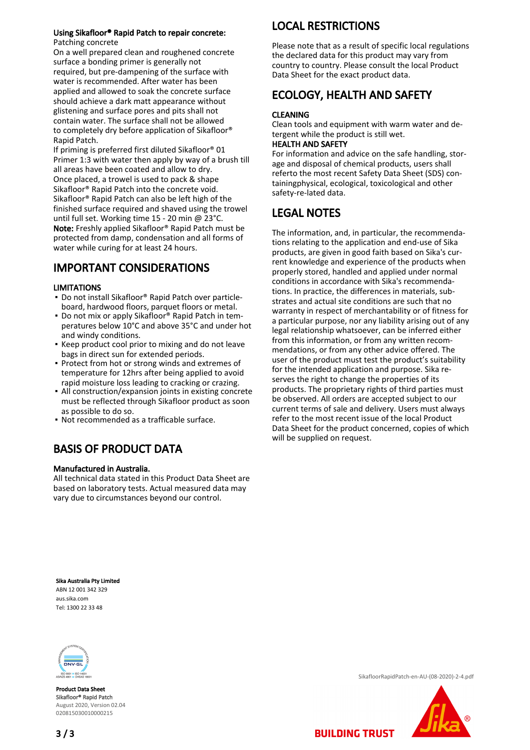**Using Sikafloor® Rapid Patch to repair concrete:**

Patching concrete

On a well prepared clean and roughened concrete surface a bonding primer is generally not required, but pre-dampening of the surface with water is recommended. After water has been applied and allowed to soak the concrete surface should achieve a dark matt appearance without glistening and surface pores and pits shall not contain water. The surface shall not be allowed to completely dry before application of Sikafloor® Rapid Patch.

If priming is preferred first diluted Sikafloor® 01 Primer 1:3 with water then apply by way of a brush till all areas have been coated and allow to dry.

Once placed, a trowel is used to pack & shape Sikafloor® Rapid Patch into the concrete void. Sikafloor® Rapid Patch can also be left high of the finished surface required and shaved using the trowel until full set. Working time 15 - 20 min @ 23°C.

**Note:** Freshly applied Sikafloor® Rapid Patch must be protected from damp, condensation and all forms of water while curing for at least 24 hours.

## IMPORTANT CONSIDERATIONS

### LIMITATIONS

- Do not install Sikafloor® Rapid Patch over particleboard, hardwood floors, parquet floors or metal.
- Do not mix or apply Sikafloor® Rapid Patch in temperatures below 10°C and above 35°C and under hot and windy conditions.
- Keep product cool prior to mixing and do not leave bags in direct sun for extended periods.
- Protect from hot or strong winds and extremes of temperature for 12hrs after being applied to avoid rapid moisture loss leading to cracking or crazing.
- All construction/expansion joints in existing concrete must be reflected through Sikafloor product as soon as possible to do so.
- Not recommended as a trafficable surface.

## BASIS OF PRODUCT DATA

**Manufactured in Australia.**

All technical data stated in this Product Data Sheet are based on laboratory tests. Actual measured data may vary due to circumstances beyond our control.

## LOCAL RESTRICTIONS

Please note that as a result of specific local regulations the declared data for this product may vary from country to country. Please consult the local Product Data Sheet for the exact product data.

## ECOLOGY, HEALTH AND SAFETY

### CLEANING

Clean tools and equipment with warm water and detergent while the product is still wet.

### HEALTH AND SAFETY

For information and advice on the safe handling, storage and disposal of chemical products, users shall referto the most recent Safety Data Sheet (SDS) containingphysical, ecological, toxicological and other safety-related data.

## LEGAL NOTES

The information, and, in particular, the recommendations relating to the application and end-use of Sika products, are given in good faith based on Sika's current knowledge and experience of the products when properly stored, handled and applied under normal conditions in accordance with Sika's recommendations. In practice, the differences in materials, substrates and actual site conditions are such that no warranty in respect of merchantability or of fitness for a particular purpose, nor any liability arising out of any legal relationship whatsoever, can be inferred either from this information, or from any written recommendations, or from any other advice offered. The user of the product must test the product's suitability for the intended application and purpose. Sika reserves the right to change the properties of its products. The proprietary rights of third parties must be observed. All orders are accepted subject to our current terms of sale and delivery. Users must always refer to the most recent issue of the local Product Data Sheet for the product concerned, copies of which will be supplied on request.

**Sika Australia Pty Limited**
ABN 12 001 342 329
aus.sika.com
Tel: 1300 22 33 48

**Product Data Sheet**
**Sikafloor® Rapid Patch**
August 2020, Version 02.04
020815030010000215

SikafloorRapidPatch-en-AU-(08-2020)-2-4.pdf

BUILDING TRUST